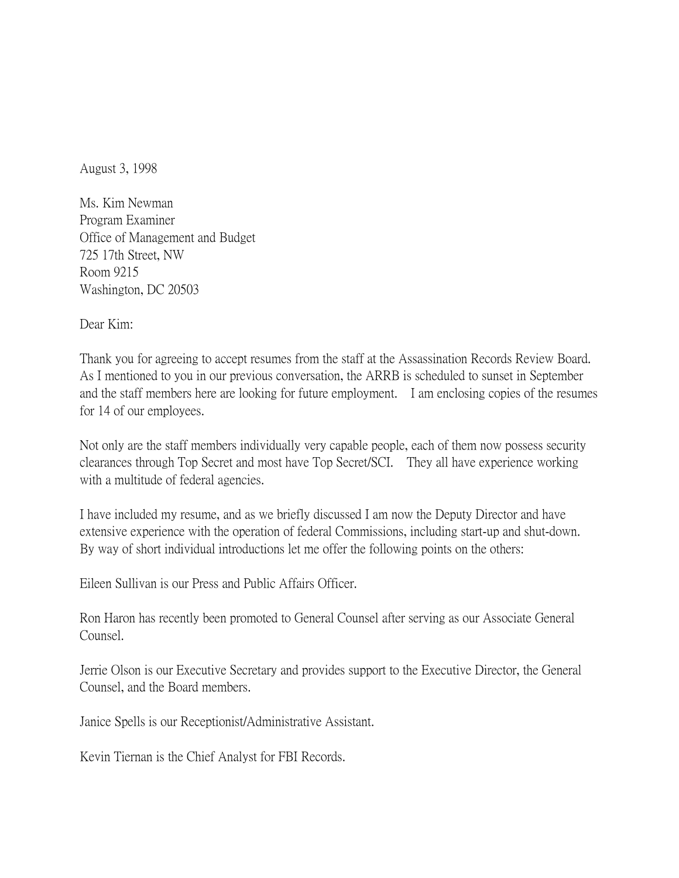August 3, 1998

Ms. Kim Newman
Program Examiner
Office of Management and Budget
725 17th Street, NW
Room 9215
Washington, DC 20503

Dear Kim:

Thank you for agreeing to accept resumes from the staff at the Assassination Records Review Board. As I mentioned to you in our previous conversation, the ARRB is scheduled to sunset in September and the staff members here are looking for future employment. I am enclosing copies of the resumes for 14 of our employees.

Not only are the staff members individually very capable people, each of them now possess security clearances through Top Secret and most have Top Secret/SCI. They all have experience working with a multitude of federal agencies.

I have included my resume, and as we briefly discussed I am now the Deputy Director and have extensive experience with the operation of federal Commissions, including start-up and shut-down. By way of short individual introductions let me offer the following points on the others:

Eileen Sullivan is our Press and Public Affairs Officer.

Ron Haron has recently been promoted to General Counsel after serving as our Associate General Counsel.

Jerrie Olson is our Executive Secretary and provides support to the Executive Director, the General Counsel, and the Board members.

Janice Spells is our Receptionist/Administrative Assistant.

Kevin Tiernan is the Chief Analyst for FBI Records.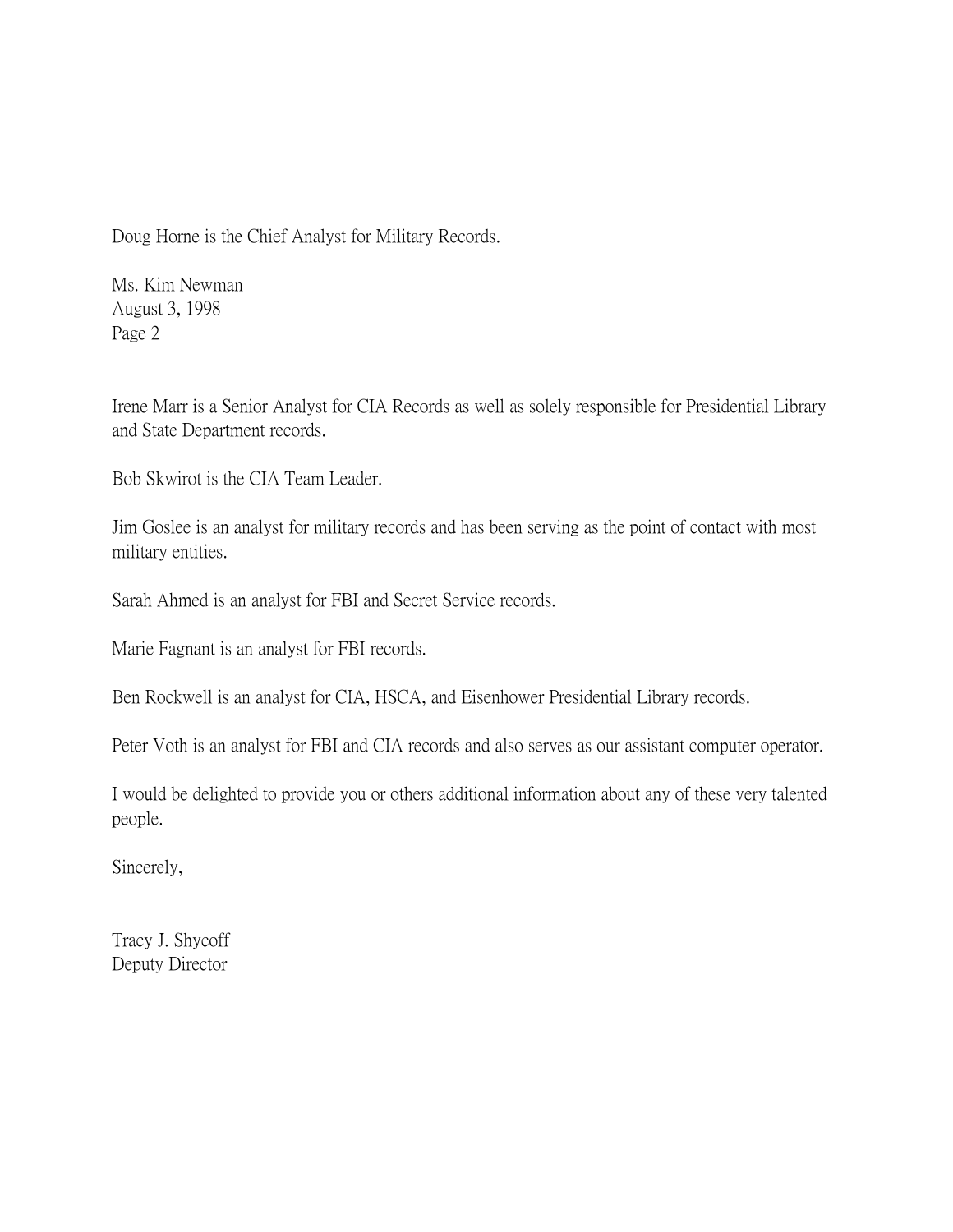Doug Horne is the Chief Analyst for Military Records.

Irene Marr is a Senior Analyst for CIA Records as well as solely responsible for Presidential Library and State Department records.

Bob Skwirot is the CIA Team Leader.

Jim Goslee is an analyst for military records and has been serving as the point of contact with most military entities.

Sarah Ahmed is an analyst for FBI and Secret Service records.

Marie Fagnant is an analyst for FBI records.

Ben Rockwell is an analyst for CIA, HSCA, and Eisenhower Presidential Library records.

Peter Voth is an analyst for FBI and CIA records and also serves as our assistant computer operator.

I would be delighted to provide you or others additional information about any of these very talented people.

Sincerely,

Tracy J. Shycoff
Deputy Director